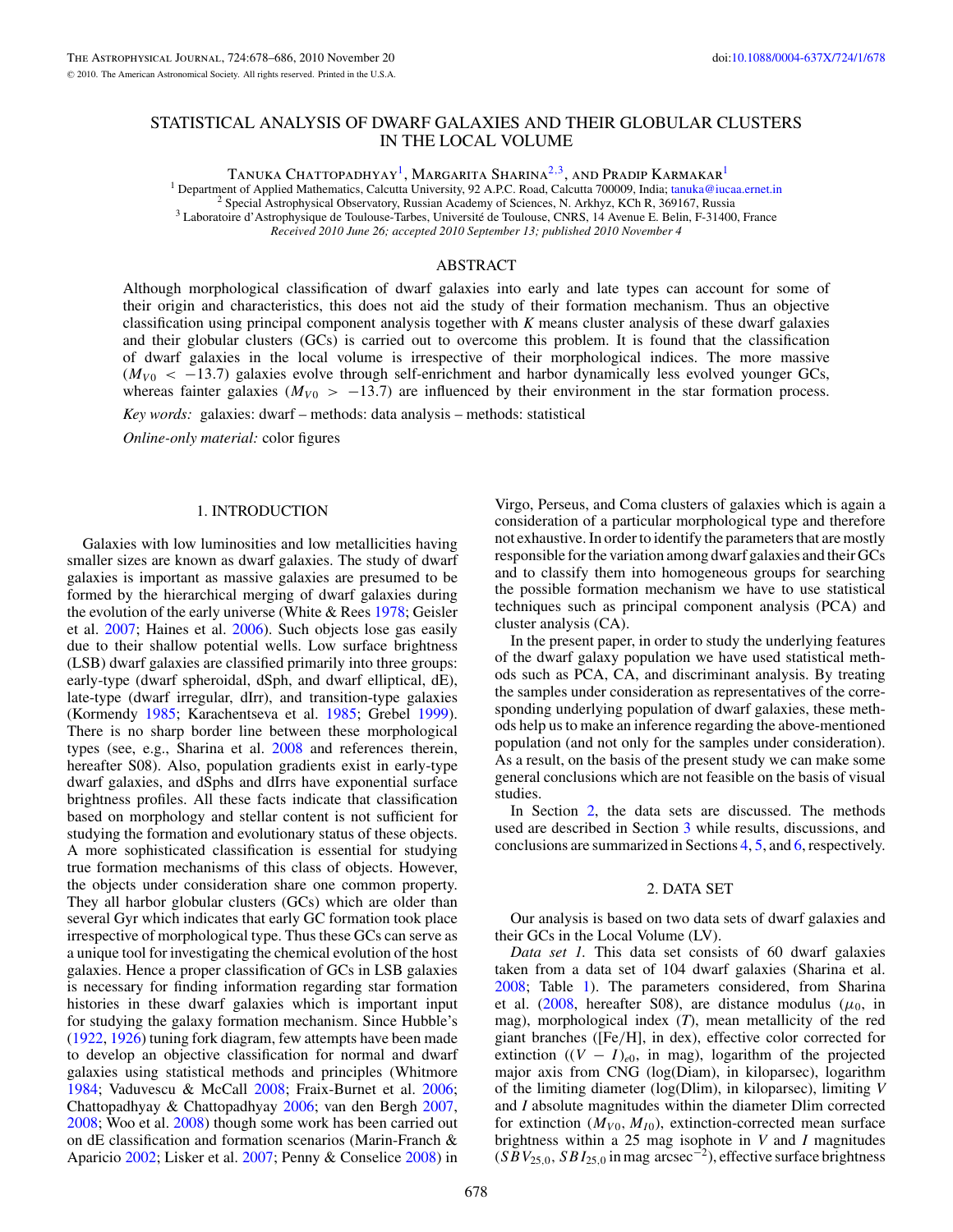# STATISTICAL ANALYSIS OF DWARF GALAXIES AND THEIR GLOBULAR CLUSTERS IN THE LOCAL VOLUME

Tanuka Chattopadhyay[1], Margarita Sharina[2,3], and Pradip Karmakar[1]

[1] Department of Applied Mathematics, Calcutta University, 92 A.P.C. Road, Calcutta 700009, India; tanuka@iucaa.ernet.in
[2] Special Astrophysical Observatory, Russian Academy of Sciences, N. Arkhyz, KCh R, 369167, Russia
[3] Laboratoire d'Astrophysique de Toulouse-Tarbes, Université de Toulouse, CNRS, 14 Avenue E. Belin, F-31400, France

*Received 2010 June 26; accepted 2010 September 13; published 2010 November 4*

## ABSTRACT

Although morphological classification of dwarf galaxies into early and late types can account for some of their origin and characteristics, this does not aid the study of their formation mechanism. Thus an objective classification using principal component analysis together with $K$ means cluster analysis of these dwarf galaxies and their globular clusters (GCs) is carried out to overcome this problem. It is found that the classification of dwarf galaxies in the local volume is irrespective of their morphological indices. The more massive ($M_{V0} < -13.7$) galaxies evolve through self-enrichment and harbor dynamically less evolved younger GCs, whereas fainter galaxies ($M_{V0} > -13.7$) are influenced by their environment in the star formation process.

*Key words:* galaxies: dwarf – methods: data analysis – methods: statistical

*Online-only material:* color figures

## 1. INTRODUCTION

Galaxies with low luminosities and low metallicities having smaller sizes are known as dwarf galaxies. The study of dwarf galaxies is important as massive galaxies are presumed to be formed by the hierarchical merging of dwarf galaxies during the evolution of the early universe (White & Rees 1978; Geisler et al. 2007; Haines et al. 2006). Such objects lose gas easily due to their shallow potential wells. Low surface brightness (LSB) dwarf galaxies are classified primarily into three groups: early-type (dwarf spheroidal, dSph, and dwarf elliptical, dE), late-type (dwarf irregular, dIrr), and transition-type galaxies (Kormendy 1985; Karachentseva et al. 1985; Grebel 1999). There is no sharp border line between these morphological types (see, e.g., Sharina et al. 2008 and references therein, hereafter S08). Also, population gradients exist in early-type dwarf galaxies, and dSphs and dIrrs have exponential surface brightness profiles. All these facts indicate that classification based on morphology and stellar content is not sufficient for studying the formation and evolutionary status of these objects. A more sophisticated classification is essential for studying true formation mechanisms of this class of objects. However, the objects under consideration share one common property. They all harbor globular clusters (GCs) which are older than several Gyr which indicates that early GC formation took place irrespective of morphological type. Thus these GCs can serve as a unique tool for investigating the chemical evolution of the host galaxies. Hence a proper classification of GCs in LSB galaxies is necessary for finding information regarding star formation histories in these dwarf galaxies which is important input for studying the galaxy formation mechanism. Since Hubble's (1922, 1926) tuning fork diagram, few attempts have been made to develop an objective classification for normal and dwarf galaxies using statistical methods and principles (Whitmore 1984; Vaduvescu & McCall 2008; Fraix-Burnet et al. 2006; Chattopadhyay & Chattopadhyay 2006; van den Bergh 2007, 2008; Woo et al. 2008) though some work has been carried out on dE classification and formation scenarios (Marin-Franch & Aparicio 2002; Lisker et al. 2007; Penny & Conselice 2008) in Virgo, Perseus, and Coma clusters of galaxies which is again a consideration of a particular morphological type and therefore not exhaustive. In order to identify the parameters that are mostly responsible for the variation among dwarf galaxies and their GCs and to classify them into homogeneous groups for searching the possible formation mechanism we have to use statistical techniques such as principal component analysis (PCA) and cluster analysis (CA).

In the present paper, in order to study the underlying features of the dwarf galaxy population we have used statistical methods such as PCA, CA, and discriminant analysis. By treating the samples under consideration as representatives of the corresponding underlying population of dwarf galaxies, these methods help us to make an inference regarding the above-mentioned population (and not only for the samples under consideration). As a result, on the basis of the present study we can make some general conclusions which are not feasible on the basis of visual studies.

In Section 2, the data sets are discussed. The methods used are described in Section 3 while results, discussions, and conclusions are summarized in Sections 4, 5, and 6, respectively.

## 2. DATA SET

Our analysis is based on two data sets of dwarf galaxies and their GCs in the Local Volume (LV).

*Data set 1.* This data set consists of 60 dwarf galaxies taken from a data set of 104 dwarf galaxies (Sharina et al. 2008; Table 1). The parameters considered, from Sharina et al. (2008, hereafter S08), are distance modulus ($\mu_0$, in mag), morphological index ($T$), mean metallicity of the red giant branches ([Fe/H], in dex), effective color corrected for extinction ($(V - I)_{e0}$, in mag), logarithm of the projected major axis from CNG (log(Diam), in kiloparsec), logarithm of the limiting diameter (log(Dlim), in kiloparsec), limiting $V$ and $I$ absolute magnitudes within the diameter Dlim corrected for extinction ($M_{V0}$, $M_{I0}$), extinction-corrected mean surface brightness within a 25 mag isophote in $V$ and $I$ magnitudes ($SBV_{25,0}$, $SBI_{25,0}$ in mag arcsec$^{-2}$), effective surface brightness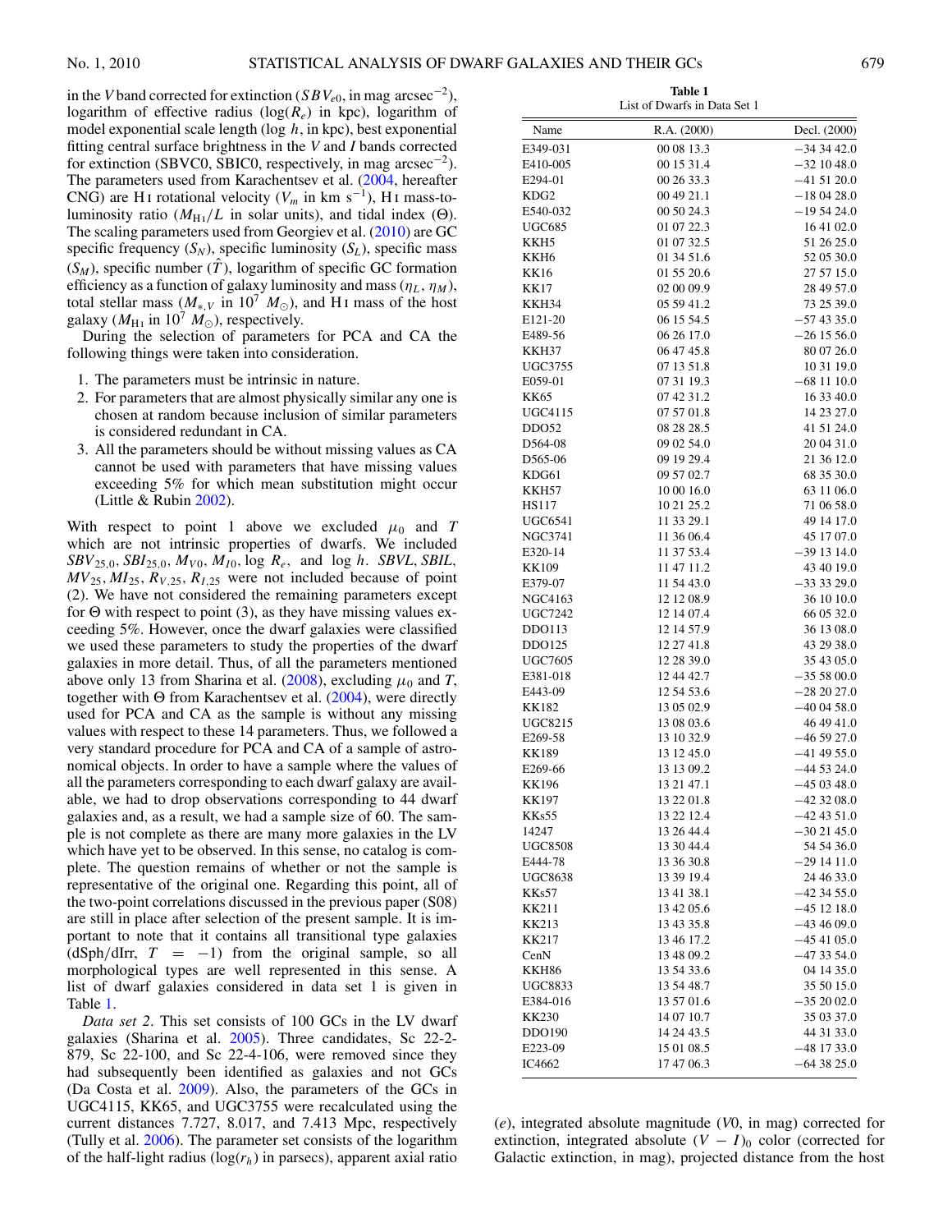in the $V$ band corrected for extinction ($SBV_{e0}$, in mag arcsec$^{-2}$), logarithm of effective radius ($\log(R_e)$ in kpc), logarithm of model exponential scale length ($\log h$, in kpc), best exponential fitting central surface brightness in the $V$ and $I$ bands corrected for extinction (SBVC0, SBIC0, respectively, in mag arcsec$^{-2}$). The parameters used from Karachentsev et al. (2004, hereafter CNG) are H I rotational velocity ($V_m$ in km s$^{-1}$), H I mass-to-luminosity ratio ($M_{\rm HI}/L$ in solar units), and tidal index ($\Theta$). The scaling parameters used from Georgiev et al. (2010) are GC specific frequency ($S_N$), specific luminosity ($S_L$), specific mass ($S_M$), specific number ($\hat{T}$), logarithm of specific GC formation efficiency as a function of galaxy luminosity and mass ($\eta_L$, $\eta_M$), total stellar mass ($M_{*,V}$ in $10^7$ $M_\odot$), and H I mass of the host galaxy ($M_{\rm HI}$ in $10^7$ $M_\odot$), respectively.

During the selection of parameters for PCA and CA the following things were taken into consideration.

1. The parameters must be intrinsic in nature.
2. For parameters that are almost physically similar any one is chosen at random because inclusion of similar parameters is considered redundant in CA.
3. All the parameters should be without missing values as CA cannot be used with parameters that have missing values exceeding 5% for which mean substitution might occur (Little & Rubin 2002).

With respect to point 1 above we excluded $\mu_0$ and $T$ which are not intrinsic properties of dwarfs. We included $SBV_{25,0}$, $SBI_{25,0}$, $M_{V0}$, $M_{I0}$, $\log R_e$, and $\log h$. $SBVL$, $SBIL$, $MV_{25}$, $MI_{25}$, $R_{V,25}$, $R_{I,25}$ were not included because of point (2). We have not considered the remaining parameters except for $\Theta$ with respect to point (3), as they have missing values exceeding 5%. However, once the dwarf galaxies were classified we used these parameters to study the properties of the dwarf galaxies in more detail. Thus, of all the parameters mentioned above only 13 from Sharina et al. (2008), excluding $\mu_0$ and $T$, together with $\Theta$ from Karachentsev et al. (2004), were directly used for PCA and CA as the sample is without any missing values with respect to these 14 parameters. Thus, we followed a very standard procedure for PCA and CA of a sample of astronomical objects. In order to have a sample where the values of all the parameters corresponding to each dwarf galaxy are available, we had to drop observations corresponding to 44 dwarf galaxies and, as a result, we had a sample size of 60. The sample is not complete as there are many more galaxies in the LV which have yet to be observed. In this sense, no catalog is complete. The question remains of whether or not the sample is representative of the original one. Regarding this point, all of the two-point correlations discussed in the previous paper (S08) are still in place after selection of the present sample. It is important to note that it contains all transitional type galaxies (dSph/dIrr, $T = -1$) from the original sample, so all morphological types are well represented in this sense. A list of dwarf galaxies considered in data set 1 is given in Table 1.

*Data set 2*. This set consists of 100 GCs in the LV dwarf galaxies (Sharina et al. 2005). Three candidates, Sc 22-2-879, Sc 22-100, and Sc 22-4-106, were removed since they had subsequently been identified as galaxies and not GCs (Da Costa et al. 2009). Also, the parameters of the GCs in UGC4115, KK65, and UGC3755 were recalculated using the current distances 7.727, 8.017, and 7.413 Mpc, respectively (Tully et al. 2006). The parameter set consists of the logarithm of the half-light radius ($\log(r_h)$ in parsecs), apparent axial ratio ($e$), integrated absolute magnitude ($V0$, in mag) corrected for extinction, integrated absolute $(V - I)_0$ color (corrected for Galactic extinction, in mag), projected distance from the host

**Table 1**
List of Dwarfs in Data Set 1

| Name | R.A. (2000) | Decl. (2000) |
|---|---|---|
| E349-031 | 00 08 13.3 | −34 34 42.0 |
| E410-005 | 00 15 31.4 | −32 10 48.0 |
| E294-01 | 00 26 33.3 | −41 51 20.0 |
| KDG2 | 00 49 21.1 | −18 04 28.0 |
| E540-032 | 00 50 24.3 | −19 54 24.0 |
| UGC685 | 01 07 22.3 | 16 41 02.0 |
| KKH5 | 01 07 32.5 | 51 26 25.0 |
| KKH6 | 01 34 51.6 | 52 05 30.0 |
| KK16 | 01 55 20.6 | 27 57 15.0 |
| KK17 | 02 00 09.9 | 28 49 57.0 |
| KKH34 | 05 59 41.2 | 73 25 39.0 |
| E121-20 | 06 15 54.5 | −57 43 35.0 |
| E489-56 | 06 26 17.0 | −26 15 56.0 |
| KKH37 | 06 47 45.8 | 80 07 26.0 |
| UGC3755 | 07 13 51.8 | 10 31 19.0 |
| E059-01 | 07 31 19.3 | −68 11 10.0 |
| KK65 | 07 42 31.2 | 16 33 40.0 |
| UGC4115 | 07 57 01.8 | 14 23 27.0 |
| DDO52 | 08 28 28.5 | 41 51 24.0 |
| D564-08 | 09 02 54.0 | 20 04 31.0 |
| D565-06 | 09 19 29.4 | 21 36 12.0 |
| KDG61 | 09 57 02.7 | 68 35 30.0 |
| KKH57 | 10 00 16.0 | 63 11 06.0 |
| HS117 | 10 21 25.2 | 71 06 58.0 |
| UGC6541 | 11 33 29.1 | 49 14 17.0 |
| NGC3741 | 11 36 06.4 | 45 17 07.0 |
| E320-14 | 11 37 53.4 | −39 13 14.0 |
| KK109 | 11 47 11.2 | 43 40 19.0 |
| E379-07 | 11 54 43.0 | −33 33 29.0 |
| NGC4163 | 12 12 08.9 | 36 10 10.0 |
| UGC7242 | 12 14 07.4 | 66 05 32.0 |
| DDO113 | 12 14 57.9 | 36 13 08.0 |
| DDO125 | 12 27 41.8 | 43 29 38.0 |
| UGC7605 | 12 28 39.0 | 35 43 05.0 |
| E381-018 | 12 44 42.7 | −35 58 00.0 |
| E443-09 | 12 54 53.6 | −28 20 27.0 |
| KK182 | 13 05 02.9 | −40 04 58.0 |
| UGC8215 | 13 08 03.6 | 46 49 41.0 |
| E269-58 | 13 10 32.9 | −46 59 27.0 |
| KK189 | 13 12 45.0 | −41 49 55.0 |
| E269-66 | 13 13 09.2 | −44 53 24.0 |
| KK196 | 13 21 47.1 | −45 03 48.0 |
| KK197 | 13 22 01.8 | −42 32 08.0 |
| KKs55 | 13 22 12.4 | −42 43 51.0 |
| 14247 | 13 26 44.4 | −30 21 45.0 |
| UGC8508 | 13 30 44.4 | 54 54 36.0 |
| E444-78 | 13 36 30.8 | −29 14 11.0 |
| UGC8638 | 13 39 19.4 | 24 46 33.0 |
| KKs57 | 13 41 38.1 | −42 34 55.0 |
| KK211 | 13 42 05.6 | −45 12 18.0 |
| KK213 | 13 43 35.8 | −43 46 09.0 |
| KK217 | 13 46 17.2 | −45 41 05.0 |
| CenN | 13 48 09.2 | −47 33 54.0 |
| KKH86 | 13 54 33.6 | 04 14 35.0 |
| UGC8833 | 13 54 48.7 | 35 50 15.0 |
| E384-016 | 13 57 01.6 | −35 20 02.0 |
| KK230 | 14 07 10.7 | 35 03 37.0 |
| DDO190 | 14 24 43.5 | 44 31 33.0 |
| E223-09 | 15 01 08.5 | −48 17 33.0 |
| IC4662 | 17 47 06.3 | −64 38 25.0 |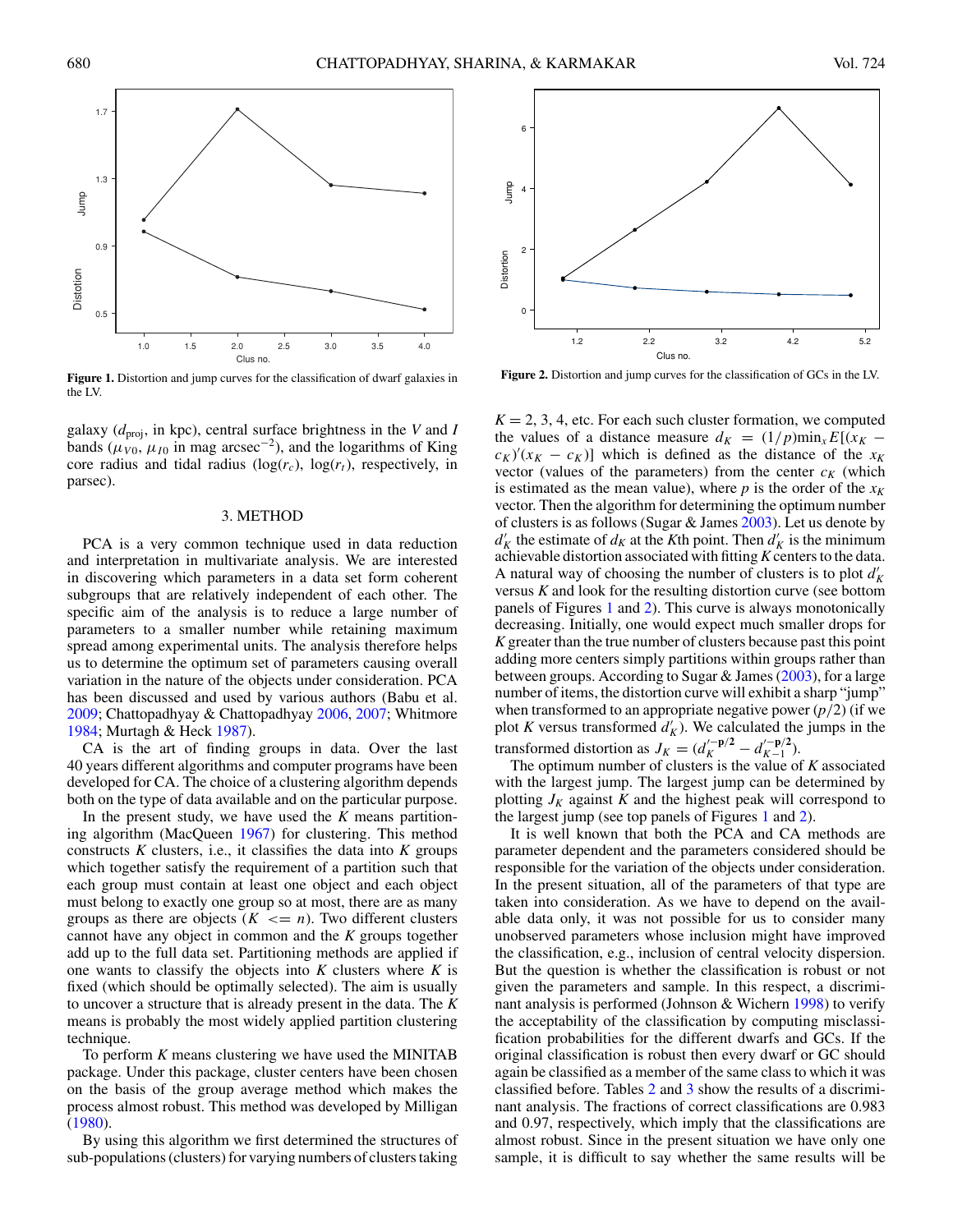Figure 1. Distortion and jump curves for the classification of dwarf galaxies in the LV.

Figure 2. Distortion and jump curves for the classification of GCs in the LV.

galaxy ($d_{\text{proj}}$, in kpc), central surface brightness in the $V$ and $I$ bands ($\mu_{V0}$, $\mu_{I0}$ in mag arcsec$^{-2}$), and the logarithms of King core radius and tidal radius ($\log(r_c)$, $\log(r_t)$, respectively, in parsec).

## 3. METHOD

PCA is a very common technique used in data reduction and interpretation in multivariate analysis. We are interested in discovering which parameters in a data set form coherent subgroups that are relatively independent of each other. The specific aim of the analysis is to reduce a large number of parameters to a smaller number while retaining maximum spread among experimental units. The analysis therefore helps us to determine the optimum set of parameters causing overall variation in the nature of the objects under consideration. PCA has been discussed and used by various authors (Babu et al. 2009; Chattopadhyay & Chattopadhyay 2006, 2007; Whitmore 1984; Murtagh & Heck 1987).

CA is the art of finding groups in data. Over the last 40 years different algorithms and computer programs have been developed for CA. The choice of a clustering algorithm depends both on the type of data available and on the particular purpose.

In the present study, we have used the $K$ means partitioning algorithm (MacQueen 1967) for clustering. This method constructs $K$ clusters, i.e., it classifies the data into $K$ groups which together satisfy the requirement of a partition such that each group must contain at least one object and each object must belong to exactly one group so at most, there are as many groups as there are objects ($K <= n$). Two different clusters cannot have any object in common and the $K$ groups together add up to the full data set. Partitioning methods are applied if one wants to classify the objects into $K$ clusters where $K$ is fixed (which should be optimally selected). The aim is usually to uncover a structure that is already present in the data. The $K$ means is probably the most widely applied partition clustering technique.

To perform $K$ means clustering we have used the MINITAB package. Under this package, cluster centers have been chosen on the basis of the group average method which makes the process almost robust. This method was developed by Milligan (1980).

By using this algorithm we first determined the structures of sub-populations (clusters) for varying numbers of clusters taking $K = 2, 3, 4$, etc. For each such cluster formation, we computed the values of a distance measure $d_K = (1/p)\min_x E[(x_K - c_K)'(x_K - c_K)]$ which is defined as the distance of the $x_K$ vector (values of the parameters) from the center $c_K$ (which is estimated as the mean value), where $p$ is the order of the $x_K$ vector. Then the algorithm for determining the optimum number of clusters is as follows (Sugar & James 2003). Let us denote by $d'_K$ the estimate of $d_K$ at the $K$th point. Then $d'_K$ is the minimum achievable distortion associated with fitting $K$ centers to the data. A natural way of choosing the number of clusters is to plot $d'_K$ versus $K$ and look for the resulting distortion curve (see bottom panels of Figures 1 and 2). This curve is always monotonically decreasing. Initially, one would expect much smaller drops for $K$ greater than the true number of clusters because past this point adding more centers simply partitions within groups rather than between groups. According to Sugar & James (2003), for a large number of items, the distortion curve will exhibit a sharp "jump" when transformed to an appropriate negative power ($p/2$) (if we plot $K$ versus transformed $d'_K$). We calculated the jumps in the transformed distortion as $J_K = (d_K'^{-\mathbf{p/2}} - d_{K-1}'^{-\mathbf{p/2}})$.

The optimum number of clusters is the value of $K$ associated with the largest jump. The largest jump can be determined by plotting $J_K$ against $K$ and the highest peak will correspond to the largest jump (see top panels of Figures 1 and 2).

It is well known that both the PCA and CA methods are parameter dependent and the parameters considered should be responsible for the variation of the objects under consideration. In the present situation, all of the parameters of that type are taken into consideration. As we have to depend on the available data only, it was not possible for us to consider many unobserved parameters whose inclusion might have improved the classification, e.g., inclusion of central velocity dispersion. But the question is whether the classification is robust or not given the parameters and sample. In this respect, a discriminant analysis is performed (Johnson & Wichern 1998) to verify the acceptability of the classification by computing misclassification probabilities for the different dwarfs and GCs. If the original classification is robust then every dwarf or GC should again be classified as a member of the same class to which it was classified before. Tables 2 and 3 show the results of a discriminant analysis. The fractions of correct classifications are 0.983 and 0.97, respectively, which imply that the classifications are almost robust. Since in the present situation we have only one sample, it is difficult to say whether the same results will be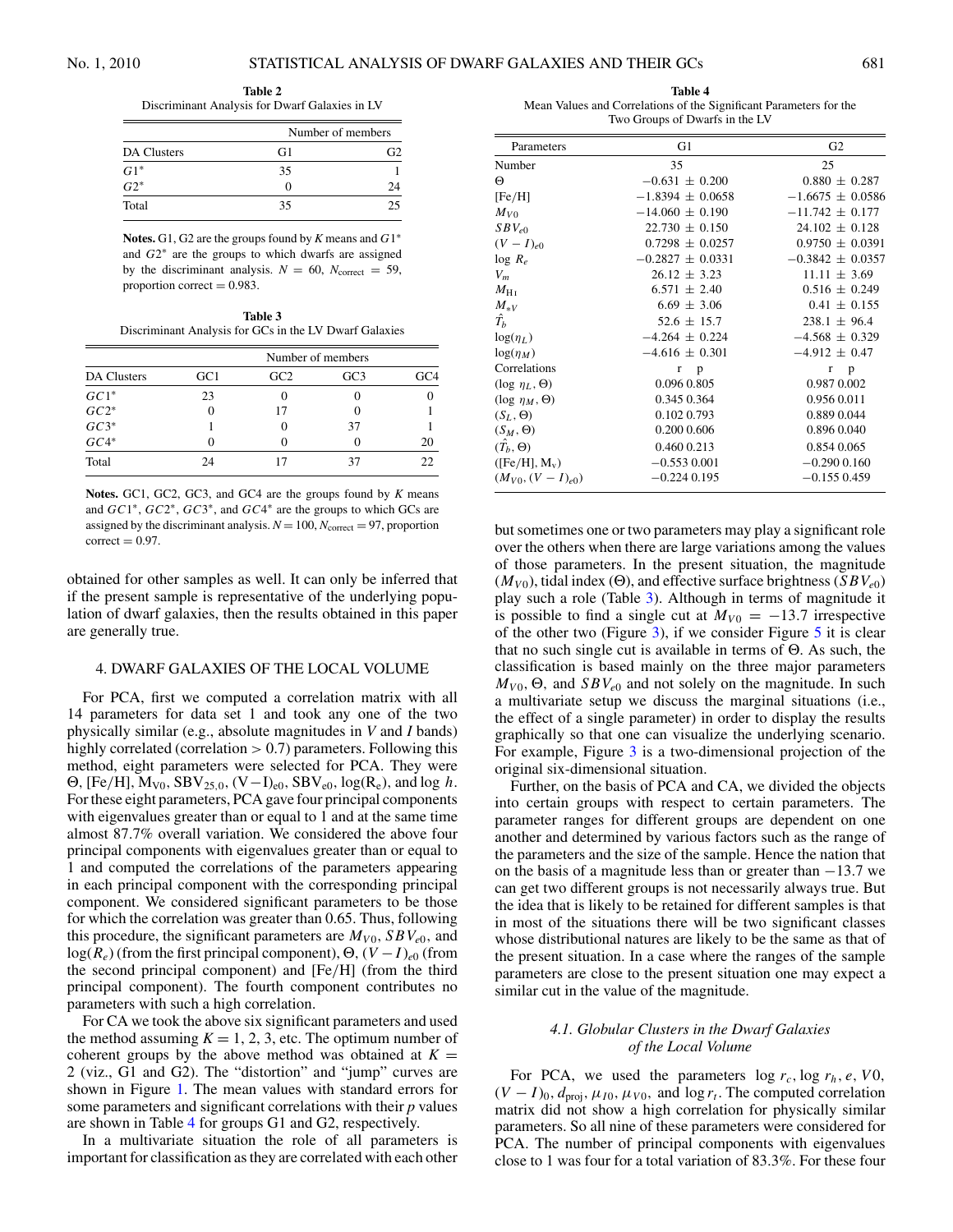**Table 2**
Discriminant Analysis for Dwarf Galaxies in LV

| | Number of members | |
|---|---|---|
| DA Clusters | G1 | G2 |
| $G1^*$ | 35 | 1 |
| $G2^*$ | 0 | 24 |
| Total | 35 | 25 |

**Notes.** G1, G2 are the groups found by $K$ means and $G1^*$ and $G2^*$ are the groups to which dwarfs are assigned by the discriminant analysis. $N = 60$, $N_{\text{correct}} = 59$, proportion correct = 0.983.

**Table 3**
Discriminant Analysis for GCs in the LV Dwarf Galaxies

| | Number of members | | | |
|---|---|---|---|---|
| DA Clusters | GC1 | GC2 | GC3 | GC4 |
| $GC1^*$ | 23 | 0 | 0 | 0 |
| $GC2^*$ | 0 | 17 | 0 | 1 |
| $GC3^*$ | 1 | 0 | 37 | 1 |
| $GC4^*$ | 0 | 0 | 0 | 20 |
| Total | 24 | 17 | 37 | 22 |

**Notes.** GC1, GC2, GC3, and GC4 are the groups found by $K$ means and $GC1^*$, $GC2^*$, $GC3^*$, and $GC4^*$ are the groups to which GCs are assigned by the discriminant analysis. $N = 100$, $N_{\text{correct}} = 97$, proportion correct = 0.97.

obtained for other samples as well. It can only be inferred that if the present sample is representative of the underlying population of dwarf galaxies, then the results obtained in this paper are generally true.

## 4. DWARF GALAXIES OF THE LOCAL VOLUME

For PCA, first we computed a correlation matrix with all 14 parameters for data set 1 and took any one of the two physically similar (e.g., absolute magnitudes in V and I bands) highly correlated (correlation > 0.7) parameters. Following this method, eight parameters were selected for PCA. They were $\Theta$, [Fe/H], $M_{V0}$, $SBV_{25.0}$, $(V-I)_{e0}$, $SBV_{e0}$, $\log(R_e)$, and $\log h$. For these eight parameters, PCA gave four principal components with eigenvalues greater than or equal to 1 and at the same time almost 87.7% overall variation. We considered the above four principal components with eigenvalues greater than or equal to 1 and computed the correlations of the parameters appearing in each principal component with the corresponding principal component. We considered significant parameters to be those for which the correlation was greater than 0.65. Thus, following this procedure, the significant parameters are $M_{V0}$, $SBV_{e0}$, and $\log(R_e)$ (from the first principal component), $\Theta$, $(V-I)_{e0}$ (from the second principal component) and [Fe/H] (from the third principal component). The fourth component contributes no parameters with such a high correlation.

For CA we took the above six significant parameters and used the method assuming $K = 1, 2, 3$, etc. The optimum number of coherent groups by the above method was obtained at $K = 2$ (viz., G1 and G2). The "distortion" and "jump" curves are shown in Figure 1. The mean values with standard errors for some parameters and significant correlations with their $p$ values are shown in Table 4 for groups G1 and G2, respectively.

In a multivariate situation the role of all parameters is important for classification as they are correlated with each other

**Table 4**
Mean Values and Correlations of the Significant Parameters for the Two Groups of Dwarfs in the LV

| Parameters | G1 | G2 |
|---|---|---|
| Number | 35 | 25 |
| $\Theta$ | $-0.631 \pm 0.200$ | $0.880 \pm 0.287$ |
| [Fe/H] | $-1.8394 \pm 0.0658$ | $-1.6675 \pm 0.0586$ |
| $M_{V0}$ | $-14.060 \pm 0.190$ | $-11.742 \pm 0.177$ |
| $SBV_{e0}$ | $22.730 \pm 0.150$ | $24.102 \pm 0.128$ |
| $(V-I)_{e0}$ | $0.7298 \pm 0.0257$ | $0.9750 \pm 0.0391$ |
| $\log R_e$ | $-0.2827 \pm 0.0331$ | $-0.3842 \pm 0.0357$ |
| $V_m$ | $26.12 \pm 3.23$ | $11.11 \pm 3.69$ |
| $M_{\text{H I}}$ | $6.571 \pm 2.40$ | $0.516 \pm 0.249$ |
| $M_{*V}$ | $6.69 \pm 3.06$ | $0.41 \pm 0.155$ |
| $\hat{T}_b$ | $52.6 \pm 15.7$ | $238.1 \pm 96.4$ |
| $\log(\eta_L)$ | $-4.264 \pm 0.224$ | $-4.568 \pm 0.329$ |
| $\log(\eta_M)$ | $-4.616 \pm 0.301$ | $-4.912 \pm 0.47$ |
| Correlations | r p | r p |
| $(\log \eta_L, \Theta)$ | 0.096 0.805 | 0.987 0.002 |
| $(\log \eta_M, \Theta)$ | 0.345 0.364 | 0.956 0.011 |
| $(S_L, \Theta)$ | 0.102 0.793 | 0.889 0.044 |
| $(S_M, \Theta)$ | 0.200 0.606 | 0.896 0.040 |
| $(\hat{T}_b, \Theta)$ | 0.460 0.213 | 0.854 0.065 |
| ([Fe/H], $M_v$) | −0.553 0.001 | −0.290 0.160 |
| $(M_{V0}, (V-I)_{e0})$ | −0.224 0.195 | −0.155 0.459 |

but sometimes one or two parameters may play a significant role over the others when there are large variations among the values of those parameters. In the present situation, the magnitude ($M_{V0}$), tidal index ($\Theta$), and effective surface brightness ($SBV_{e0}$) play such a role (Table 3). Although in terms of magnitude it is possible to find a single cut at $M_{V0} = -13.7$ irrespective of the other two (Figure 3), if we consider Figure 5 it is clear that no such single cut is available in terms of $\Theta$. As such, the classification is based mainly on the three major parameters $M_{V0}$, $\Theta$, and $SBV_{e0}$ and not solely on the magnitude. In such a multivariate setup we discuss the marginal situations (i.e., the effect of a single parameter) in order to display the results graphically so that one can visualize the underlying scenario. For example, Figure 3 is a two-dimensional projection of the original six-dimensional situation.

Further, on the basis of PCA and CA, we divided the objects into certain groups with respect to certain parameters. The parameter ranges for different groups are dependent on one another and determined by various factors such as the range of the parameters and the size of the sample. Hence the nation that on the basis of a magnitude less than or greater than −13.7 we can get two different groups is not necessarily always true. But the idea that is likely to be retained for different samples is that in most of the situations there will be two significant classes whose distributional natures are likely to be the same as that of the present situation. In a case where the ranges of the sample parameters are close to the present situation one may expect a similar cut in the value of the magnitude.

### *4.1. Globular Clusters in the Dwarf Galaxies of the Local Volume*

For PCA, we used the parameters $\log r_c$, $\log r_h$, $e$, $V0$, $(V-I)_0$, $d_{\text{proj}}$, $\mu_{I0}$, $\mu_{V0}$, and $\log r_t$. The computed correlation matrix did not show a high correlation for physically similar parameters. So all nine of these parameters were considered for PCA. The number of principal components with eigenvalues close to 1 was four for a total variation of 83.3%. For these four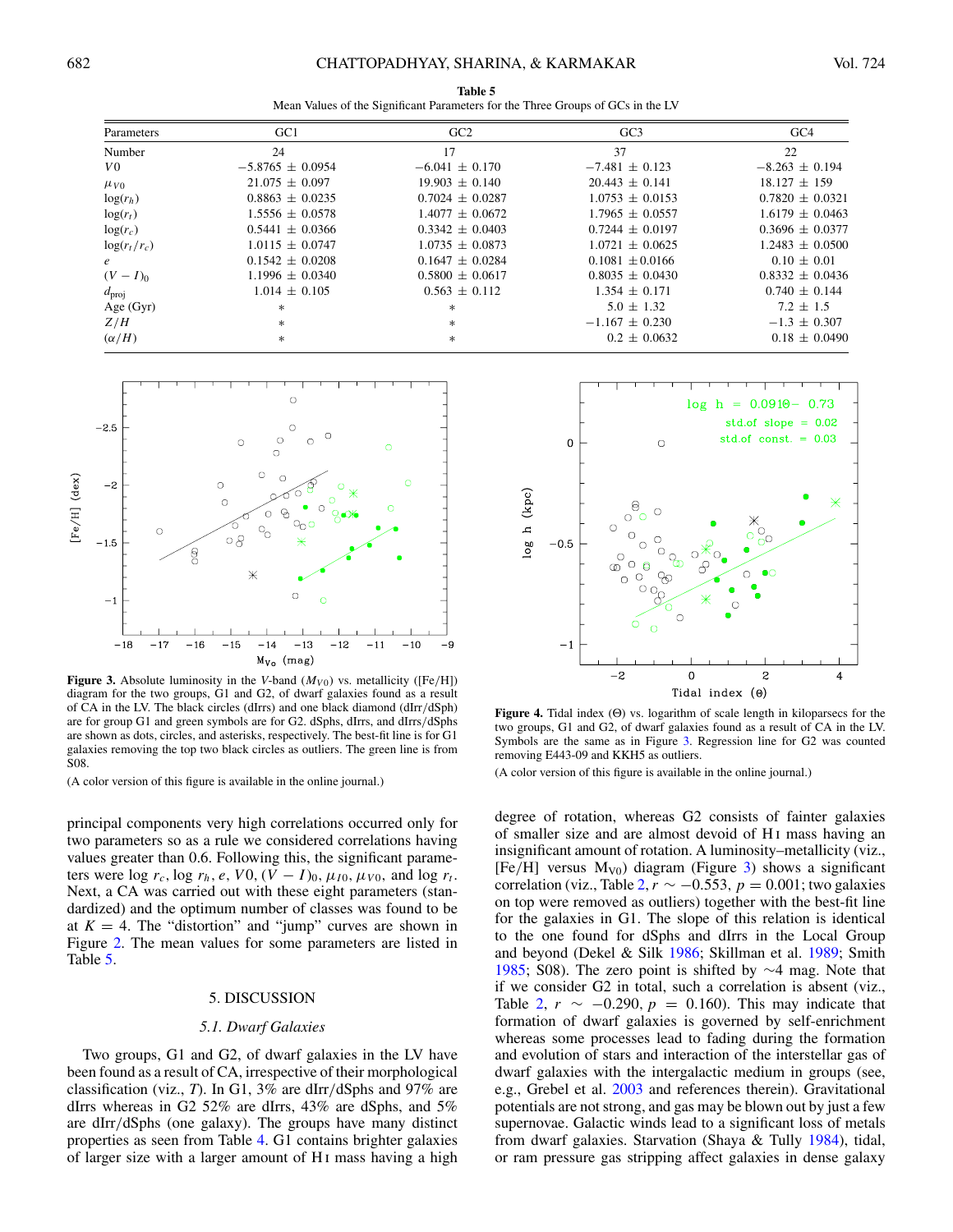**Table 5**
Mean Values of the Significant Parameters for the Three Groups of GCs in the LV

| Parameters | GC1 | GC2 | GC3 | GC4 |
|---|---|---|---|---|
| Number | 24 | 17 | 37 | 22 |
| $V0$ | $-5.8765 \pm 0.0954$ | $-6.041 \pm 0.170$ | $-7.481 \pm 0.123$ | $-8.263 \pm 0.194$ |
| $\mu_{V0}$ | $21.075 \pm 0.097$ | $19.903 \pm 0.140$ | $20.443 \pm 0.141$ | $18.127 \pm 159$ |
| $\log(r_h)$ | $0.8863 \pm 0.0235$ | $0.7024 \pm 0.0287$ | $1.0753 \pm 0.0153$ | $0.7820 \pm 0.0321$ |
| $\log(r_t)$ | $1.5556 \pm 0.0578$ | $1.4077 \pm 0.0672$ | $1.7965 \pm 0.0557$ | $1.6179 \pm 0.0463$ |
| $\log(r_c)$ | $0.5441 \pm 0.0366$ | $0.3342 \pm 0.0403$ | $0.7244 \pm 0.0197$ | $0.3696 \pm 0.0377$ |
| $\log(r_t/r_c)$ | $1.0115 \pm 0.0747$ | $1.0735 \pm 0.0873$ | $1.0721 \pm 0.0625$ | $1.2483 \pm 0.0500$ |
| $e$ | $0.1542 \pm 0.0208$ | $0.1647 \pm 0.0284$ | $0.1081 \pm 0.0166$ | $0.10 \pm 0.01$ |
| $(V-I)_0$ | $1.1996 \pm 0.0340$ | $0.5800 \pm 0.0617$ | $0.8035 \pm 0.0430$ | $0.8332 \pm 0.0436$ |
| $d_{\rm proj}$ | $1.014 \pm 0.105$ | $0.563 \pm 0.112$ | $1.354 \pm 0.171$ | $0.740 \pm 0.144$ |
| Age (Gyr) | * | * | $5.0 \pm 1.32$ | $7.2 \pm 1.5$ |
| $Z/H$ | * | * | $-1.167 \pm 0.230$ | $-1.3 \pm 0.307$ |
| $(\alpha/H)$ | * | * | $0.2 \pm 0.0632$ | $0.18 \pm 0.0490$ |

**Figure 3.** Absolute luminosity in the $V$-band ($M_{V0}$) vs. metallicity ([Fe/H]) diagram for the two groups, G1 and G2, of dwarf galaxies found as a result of CA in the LV. The black circles (dIrrs) and one black diamond (dIrr/dSph) are for group G1 and green symbols are for G2. dSphs, dIrrs, and dIrrs/dSphs are shown as dots, circles, and asterisks, respectively. The best-fit line is for G1 galaxies removing the top two black circles as outliers. The green line is from S08.

(A color version of this figure is available in the online journal.)

**Figure 4.** Tidal index ($\Theta$) vs. logarithm of scale length in kiloparsecs for the two groups, G1 and G2, of dwarf galaxies found as a result of CA in the LV. Symbols are the same as in Figure 3. Regression line for G2 was counted removing E443-09 and KKH5 as outliers.

(A color version of this figure is available in the online journal.)

principal components very high correlations occurred only for two parameters so as a rule we considered correlations having values greater than 0.6. Following this, the significant parameters were $\log r_c$, $\log r_h$, $e$, $V0$, $(V-I)_0$, $\mu_{I0}$, $\mu_{V0}$, and $\log r_t$. Next, a CA was carried out with these eight parameters (standardized) and the optimum number of classes was found to be at $K = 4$. The "distortion" and "jump" curves are shown in Figure 2. The mean values for some parameters are listed in Table 5.

## 5. DISCUSSION

### 5.1. Dwarf Galaxies

Two groups, G1 and G2, of dwarf galaxies in the LV have been found as a result of CA, irrespective of their morphological classification (viz., $T$). In G1, 3% are dIrr/dSphs and 97% are dIrrs whereas in G2 52% are dIrrs, 43% are dSphs, and 5% are dIrr/dSphs (one galaxy). The groups have many distinct properties as seen from Table 4. G1 contains brighter galaxies of larger size with a larger amount of H I mass having a high degree of rotation, whereas G2 consists of fainter galaxies of smaller size and are almost devoid of H I mass having an insignificant amount of rotation. A luminosity–metallicity (viz., [Fe/H] versus $M_{V0}$) diagram (Figure 3) shows a significant correlation (viz., Table 2, $r \sim -0.553$, $p = 0.001$; two galaxies on top were removed as outliers) together with the best-fit line for the galaxies in G1. The slope of this relation is identical to the one found for dSphs and dIrrs in the Local Group and beyond (Dekel & Silk 1986; Skillman et al. 1989; Smith 1985; S08). The zero point is shifted by ∼4 mag. Note that if we consider G2 in total, such a correlation is absent (viz., Table 2, $r \sim -0.290$, $p = 0.160$). This may indicate that formation of dwarf galaxies is governed by self-enrichment whereas some processes lead to fading during the formation and evolution of stars and interaction of the interstellar gas of dwarf galaxies with the intergalactic medium in groups (see, e.g., Grebel et al. 2003 and references therein). Gravitational potentials are not strong, and gas may be blown out by just a few supernovae. Galactic winds lead to a significant loss of metals from dwarf galaxies. Starvation (Shaya & Tully 1984), tidal, or ram pressure gas stripping affect galaxies in dense galaxy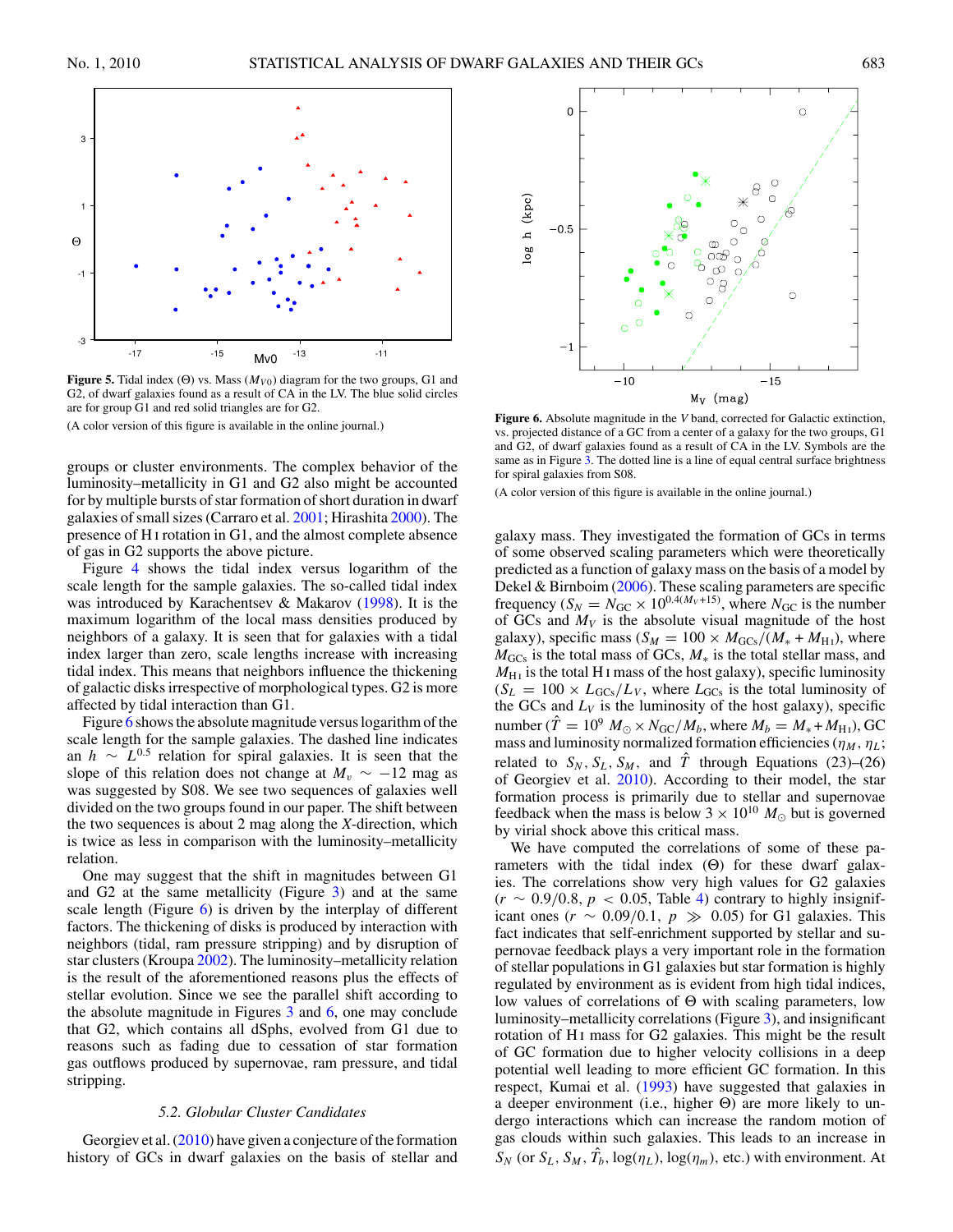**Figure 5.** Tidal index (Θ) vs. Mass ($M_{V0}$) diagram for the two groups, G1 and G2, of dwarf galaxies found as a result of CA in the LV. The blue solid circles are for group G1 and red solid triangles are for G2.

(A color version of this figure is available in the online journal.)

groups or cluster environments. The complex behavior of the luminosity–metallicity in G1 and G2 also might be accounted for by multiple bursts of star formation of short duration in dwarf galaxies of small sizes (Carraro et al. 2001; Hirashita 2000). The presence of H I rotation in G1, and the almost complete absence of gas in G2 supports the above picture.

Figure 4 shows the tidal index versus logarithm of the scale length for the sample galaxies. The so-called tidal index was introduced by Karachentsev & Makarov (1998). It is the maximum logarithm of the local mass densities produced by neighbors of a galaxy. It is seen that for galaxies with a tidal index larger than zero, scale lengths increase with increasing tidal index. This means that neighbors influence the thickening of galactic disks irrespective of morphological types. G2 is more affected by tidal interaction than G1.

Figure 6 shows the absolute magnitude versus logarithm of the scale length for the sample galaxies. The dashed line indicates an $h \sim L^{0.5}$ relation for spiral galaxies. It is seen that the slope of this relation does not change at $M_v \sim -12$ mag as was suggested by S08. We see two sequences of galaxies well divided on the two groups found in our paper. The shift between the two sequences is about 2 mag along the *X*-direction, which is twice as less in comparison with the luminosity–metallicity relation.

One may suggest that the shift in magnitudes between G1 and G2 at the same metallicity (Figure 3) and at the same scale length (Figure 6) is driven by the interplay of different factors. The thickening of disks is produced by interaction with neighbors (tidal, ram pressure stripping) and by disruption of star clusters (Kroupa 2002). The luminosity–metallicity relation is the result of the aforementioned reasons plus the effects of stellar evolution. Since we see the parallel shift according to the absolute magnitude in Figures 3 and 6, one may conclude that G2, which contains all dSphs, evolved from G1 due to reasons such as fading due to cessation of star formation gas outflows produced by supernovae, ram pressure, and tidal stripping.

### *5.2. Globular Cluster Candidates*

Georgiev et al. (2010) have given a conjecture of the formation history of GCs in dwarf galaxies on the basis of stellar and galaxy mass. They investigated the formation of GCs in terms of some observed scaling parameters which were theoretically predicted as a function of galaxy mass on the basis of a model by Dekel & Birnboim (2006). These scaling parameters are specific frequency ($S_N = N_{\rm GC} \times 10^{0.4(M_V+15)}$, where $N_{\rm GC}$ is the number of GCs and $M_V$ is the absolute visual magnitude of the host galaxy), specific mass ($S_M = 100 \times M_{\rm GCs}/(M_* + M_{\rm H\,I})$, where $M_{\rm GCs}$ is the total mass of GCs, $M_*$ is the total stellar mass, and $M_{\rm H\,I}$ is the total H I mass of the host galaxy), specific luminosity ($S_L = 100 \times L_{\rm GCs}/L_V$, where $L_{\rm GCs}$ is the total luminosity of the GCs and $L_V$ is the luminosity of the host galaxy), specific number ($\hat{T} = 10^9\ M_\odot \times N_{\rm GC}/M_b$, where $M_b = M_* + M_{\rm H\,I}$), GC mass and luminosity normalized formation efficiencies ($\eta_M$, $\eta_L$; related to $S_N$, $S_L$, $S_M$, and $\hat{T}$ through Equations (23)–(26) of Georgiev et al. 2010). According to their model, the star formation process is primarily due to stellar and supernovae feedback when the mass is below $3 \times 10^{10}\ M_\odot$ but is governed by virial shock above this critical mass.

We have computed the correlations of some of these parameters with the tidal index (Θ) for these dwarf galaxies. The correlations show very high values for G2 galaxies ($r \sim 0.9/0.8$, $p < 0.05$, Table 4) contrary to highly insignificant ones ($r \sim 0.09/0.1$, $p \gg 0.05$) for G1 galaxies. This fact indicates that self-enrichment supported by stellar and supernovae feedback plays a very important role in the formation of stellar populations in G1 galaxies but star formation is highly regulated by environment as is evident from high tidal indices, low values of correlations of Θ with scaling parameters, low luminosity–metallicity correlations (Figure 3), and insignificant rotation of H I mass for G2 galaxies. This might be the result of GC formation due to higher velocity collisions in a deep potential well leading to more efficient GC formation. In this respect, Kumai et al. (1993) have suggested that galaxies in a deeper environment (i.e., higher Θ) are more likely to undergo interactions which can increase the random motion of gas clouds within such galaxies. This leads to an increase in $S_N$ (or $S_L$, $S_M$, $\hat{T}_b$, $\log(\eta_L)$, $\log(\eta_m)$, etc.) with environment. At

**Figure 6.** Absolute magnitude in the *V* band, corrected for Galactic extinction, vs. projected distance of a GC from a center of a galaxy for the two groups, G1 and G2, of dwarf galaxies found as a result of CA in the LV. Symbols are the same as in Figure 3. The dotted line is a line of equal central surface brightness for spiral galaxies from S08.

(A color version of this figure is available in the online journal.)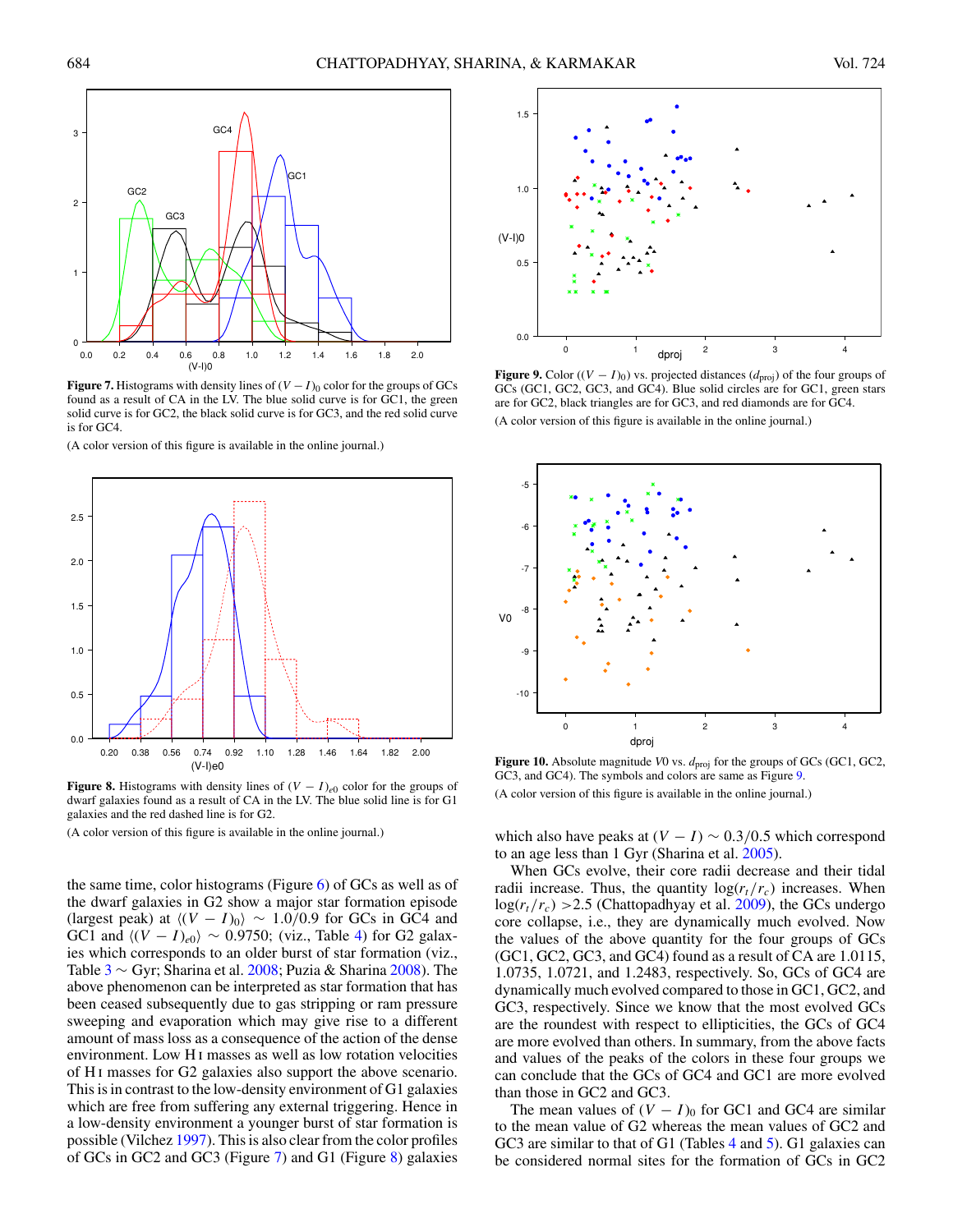**Figure 7.** Histograms with density lines of $(V-I)_0$ color for the groups of GCs found as a result of CA in the LV. The blue solid curve is for GC1, the green solid curve is for GC2, the black solid curve is for GC3, and the red solid curve is for GC4.

(A color version of this figure is available in the online journal.)

**Figure 8.** Histograms with density lines of $(V-I)_{e0}$ color for the groups of dwarf galaxies found as a result of CA in the LV. The blue solid line is for G1 galaxies and the red dashed line is for G2.

(A color version of this figure is available in the online journal.)

**Figure 9.** Color ($(V-I)_0$) vs. projected distances ($d_{\rm proj}$) of the four groups of GCs (GC1, GC2, GC3, and GC4). Blue solid circles are for GC1, green stars are for GC2, black triangles are for GC3, and red diamonds are for GC4.

(A color version of this figure is available in the online journal.)

**Figure 10.** Absolute magnitude $V0$ vs. $d_{\rm proj}$ for the groups of GCs (GC1, GC2, GC3, and GC4). The symbols and colors are same as Figure 9.

(A color version of this figure is available in the online journal.)

the same time, color histograms (Figure 6) of GCs as well as of the dwarf galaxies in G2 show a major star formation episode (largest peak) at $\langle (V-I)_0 \rangle \sim 1.0/0.9$ for GCs in GC4 and GC1 and $\langle (V-I)_{e0} \rangle \sim 0.9750$; (viz., Table 4) for G2 galaxies which corresponds to an older burst of star formation (viz., Table 3 ∼ Gyr; Sharina et al. 2008; Puzia & Sharina 2008). The above phenomenon can be interpreted as star formation that has been ceased subsequently due to gas stripping or ram pressure sweeping and evaporation which may give rise to a different amount of mass loss as a consequence of the action of the dense environment. Low H I masses as well as low rotation velocities of H I masses for G2 galaxies also support the above scenario. This is in contrast to the low-density environment of G1 galaxies which are free from suffering any external triggering. Hence in a low-density environment a younger burst of star formation is possible (Vilchez 1997). This is also clear from the color profiles of GCs in GC2 and GC3 (Figure 7) and G1 (Figure 8) galaxies which also have peaks at $(V-I) \sim 0.3/0.5$ which correspond to an age less than 1 Gyr (Sharina et al. 2005).

When GCs evolve, their core radii decrease and their tidal radii increase. Thus, the quantity $\log(r_t/r_c)$ increases. When $\log(r_t/r_c) > 2.5$ (Chattopadhyay et al. 2009), the GCs undergo core collapse, i.e., they are dynamically much evolved. Now the values of the above quantity for the four groups of GCs (GC1, GC2, GC3, and GC4) found as a result of CA are 1.0115, 1.0735, 1.0721, and 1.2483, respectively. So, GCs of GC4 are dynamically much evolved compared to those in GC1, GC2, and GC3, respectively. Since we know that the most evolved GCs are the roundest with respect to ellipticities, the GCs of GC4 are more evolved than others. In summary, from the above facts and values of the peaks of the colors in these four groups we can conclude that the GCs of GC4 and GC1 are more evolved than those in GC2 and GC3.

The mean values of $(V-I)_0$ for GC1 and GC4 are similar to the mean value of G2 whereas the mean values of GC2 and GC3 are similar to that of G1 (Tables 4 and 5). G1 galaxies can be considered normal sites for the formation of GCs in GC2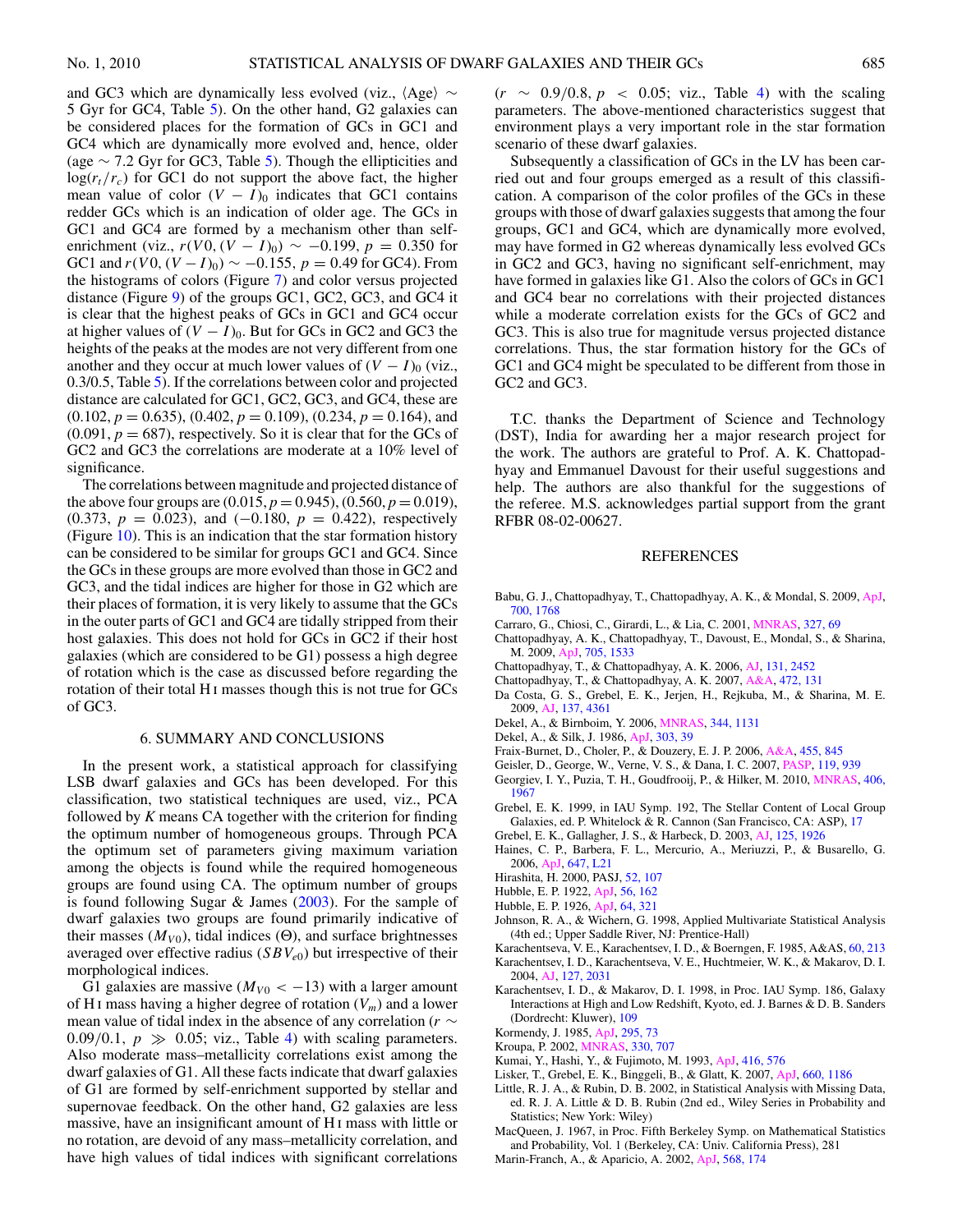and GC3 which are dynamically less evolved (viz., $\langle \mathrm{Age} \rangle \sim$ 5 Gyr for GC4, Table 5). On the other hand, G2 galaxies can be considered places for the formation of GCs in GC1 and GC4 which are dynamically more evolved and, hence, older (age $\sim$ 7.2 Gyr for GC3, Table 5). Though the ellipticities and $\log(r_t/r_c)$ for GC1 do not support the above fact, the higher mean value of color $(V - I)_0$ indicates that GC1 contains redder GCs which is an indication of older age. The GCs in GC1 and GC4 are formed by a mechanism other than self-enrichment (viz., $r(V0, (V - I)_0) \sim -0.199$, $p = 0.350$ for GC1 and $r(V0, (V - I)_0) \sim -0.155$, $p = 0.49$ for GC4). From the histograms of colors (Figure 7) and color versus projected distance (Figure 9) of the groups GC1, GC2, GC3, and GC4 it is clear that the highest peaks of GCs in GC1 and GC4 occur at higher values of $(V - I)_0$. But for GCs in GC2 and GC3 the heights of the peaks at the modes are not very different from one another and they occur at much lower values of $(V - I)_0$ (viz., 0.3/0.5, Table 5). If the correlations between color and projected distance are calculated for GC1, GC2, GC3, and GC4, these are (0.102, $p = 0.635$), (0.402, $p = 0.109$), (0.234, $p = 0.164$), and (0.091, $p = 687$), respectively. So it is clear that for the GCs of GC2 and GC3 the correlations are moderate at a 10% level of significance.

The correlations between magnitude and projected distance of the above four groups are (0.015, $p = 0.945$), (0.560, $p = 0.019$), (0.373, $p = 0.023$), and ($-0.180$, $p = 0.422$), respectively (Figure 10). This is an indication that the star formation history can be considered to be similar for groups GC1 and GC4. Since the GCs in these groups are more evolved than those in GC2 and GC3, and the tidal indices are higher for those in G2 which are their places of formation, it is very likely to assume that the GCs in the outer parts of GC1 and GC4 are tidally stripped from their host galaxies. This does not hold for GCs in GC2 if their host galaxies (which are considered to be G1) possess a high degree of rotation which is the case as discussed before regarding the rotation of their total H I masses though this is not true for GCs of GC3.

## 6. SUMMARY AND CONCLUSIONS

In the present work, a statistical approach for classifying LSB dwarf galaxies and GCs has been developed. For this classification, two statistical techniques are used, viz., PCA followed by $K$ means CA together with the criterion for finding the optimum number of homogeneous groups. Through PCA the optimum set of parameters giving maximum variation among the objects is found while the required homogeneous groups are found using CA. The optimum number of groups is found following Sugar & James (2003). For the sample of dwarf galaxies two groups are found primarily indicative of their masses ($M_{V0}$), tidal indices ($\Theta$), and surface brightnesses averaged over effective radius ($SBV_{e0}$) but irrespective of their morphological indices.

G1 galaxies are massive ($M_{V0} < -13$) with a larger amount of H I mass having a higher degree of rotation ($V_m$) and a lower mean value of tidal index in the absence of any correlation ($r \sim 0.09/0.1$, $p \gg 0.05$; viz., Table 4) with scaling parameters. Also moderate mass–metallicity correlations exist among the dwarf galaxies of G1. All these facts indicate that dwarf galaxies of G1 are formed by self-enrichment supported by stellar and supernovae feedback. On the other hand, G2 galaxies are less massive, have an insignificant amount of H I mass with little or no rotation, are devoid of any mass–metallicity correlation, and have high values of tidal indices with significant correlations ($r \sim 0.9/0.8$, $p < 0.05$; viz., Table 4) with the scaling parameters. The above-mentioned characteristics suggest that environment plays a very important role in the star formation scenario of these dwarf galaxies.

Subsequently a classification of GCs in the LV has been carried out and four groups emerged as a result of this classification. A comparison of the color profiles of the GCs in these groups with those of dwarf galaxies suggests that among the four groups, GC1 and GC4, which are dynamically more evolved, may have formed in G2 whereas dynamically less evolved GCs in GC2 and GC3, having no significant self-enrichment, may have formed in galaxies like G1. Also the colors of GCs in GC1 and GC4 bear no correlations with their projected distances while a moderate correlation exists for the GCs of GC2 and GC3. This is also true for magnitude versus projected distance correlations. Thus, the star formation history for the GCs of GC1 and GC4 might be speculated to be different from those in GC2 and GC3.

T.C. thanks the Department of Science and Technology (DST), India for awarding her a major research project for the work. The authors are grateful to Prof. A. K. Chattopadhyay and Emmanuel Davoust for their useful suggestions and help. The authors are also thankful for the suggestions of the referee. M.S. acknowledges partial support from the grant RFBR 08-02-00627.

## REFERENCES

Babu, G. J., Chattopadhyay, T., Chattopadhyay, A. K., & Mondal, S. 2009, ApJ, 700, 1768

Carraro, G., Chiosi, C., Girardi, L., & Lia, C. 2001, MNRAS, 327, 69

Chattopadhyay, A. K., Chattopadhyay, T., Davoust, E., Mondal, S., & Sharina, M. 2009, ApJ, 705, 1533

Chattopadhyay, T., & Chattopadhyay, A. K. 2006, AJ, 131, 2452

Chattopadhyay, T., & Chattopadhyay, A. K. 2007, A&A, 472, 131

Da Costa, G. S., Grebel, E. K., Jerjen, H., Rejkuba, M., & Sharina, M. E. 2009, AJ, 137, 4361

Dekel, A., & Birnboim, Y. 2006, MNRAS, 344, 1131

Dekel, A., & Silk, J. 1986, ApJ, 303, 39

Fraix-Burnet, D., Choler, P., & Douzery, E. J. P. 2006, A&A, 455, 845

Geisler, D., George, W., Verne, V. S., & Dana, I. C. 2007, PASP, 119, 939

Georgiev, I. Y., Puzia, T. H., Goudfrooij, P., & Hilker, M. 2010, MNRAS, 406, 1967

Grebel, E. K. 1999, in IAU Symp. 192, The Stellar Content of Local Group Galaxies, ed. P. Whitelock & R. Cannon (San Francisco, CA: ASP), 17

Grebel, E. K., Gallagher, J. S., & Harbeck, D. 2003, AJ, 125, 1926

Haines, C. P., Barbera, F. L., Mercurio, A., Meriuzzi, P., & Busarello, G. 2006, ApJ, 647, L21

Hirashita, H. 2000, PASJ, 52, 107

Hubble, E. P. 1922, ApJ, 56, 162

Hubble, E. P. 1926, ApJ, 64, 321

Johnson, R. A., & Wichern, G. 1998, Applied Multivariate Statistical Analysis (4th ed.; Upper Saddle River, NJ: Prentice-Hall)

Karachentseva, V. E., Karachentsev, I. D., & Boerngen, F. 1985, A&AS, 60, 213

Karachentsev, I. D., Karachentseva, V. E., Huchtmeier, W. K., & Makarov, D. I. 2004, AJ, 127, 2031

Karachentsev, I. D., & Makarov, D. I. 1998, in Proc. IAU Symp. 186, Galaxy Interactions at Low and High Redshift, Kyoto, ed. J. Barnes & D. B. Sanders (Dordrecht: Kluwer), 109

Kormendy, J. 1985, ApJ, 295, 73

Kroupa, P. 2002, MNRAS, 330, 707

Kumai, Y., Hashi, Y., & Fujimoto, M. 1993, ApJ, 416, 576

Lisker, T., Grebel, E. K., Binggeli, B., & Glatt, K. 2007, ApJ, 660, 1186

Little, R. J. A., & Rubin, D. B. 2002, in Statistical Analysis with Missing Data, ed. R. J. A. Little & D. B. Rubin (2nd ed., Wiley Series in Probability and Statistics; New York: Wiley)

MacQueen, J. 1967, in Proc. Fifth Berkeley Symp. on Mathematical Statistics and Probability, Vol. 1 (Berkeley, CA: Univ. California Press), 281

Marin-Franch, A., & Aparicio, A. 2002, ApJ, 568, 174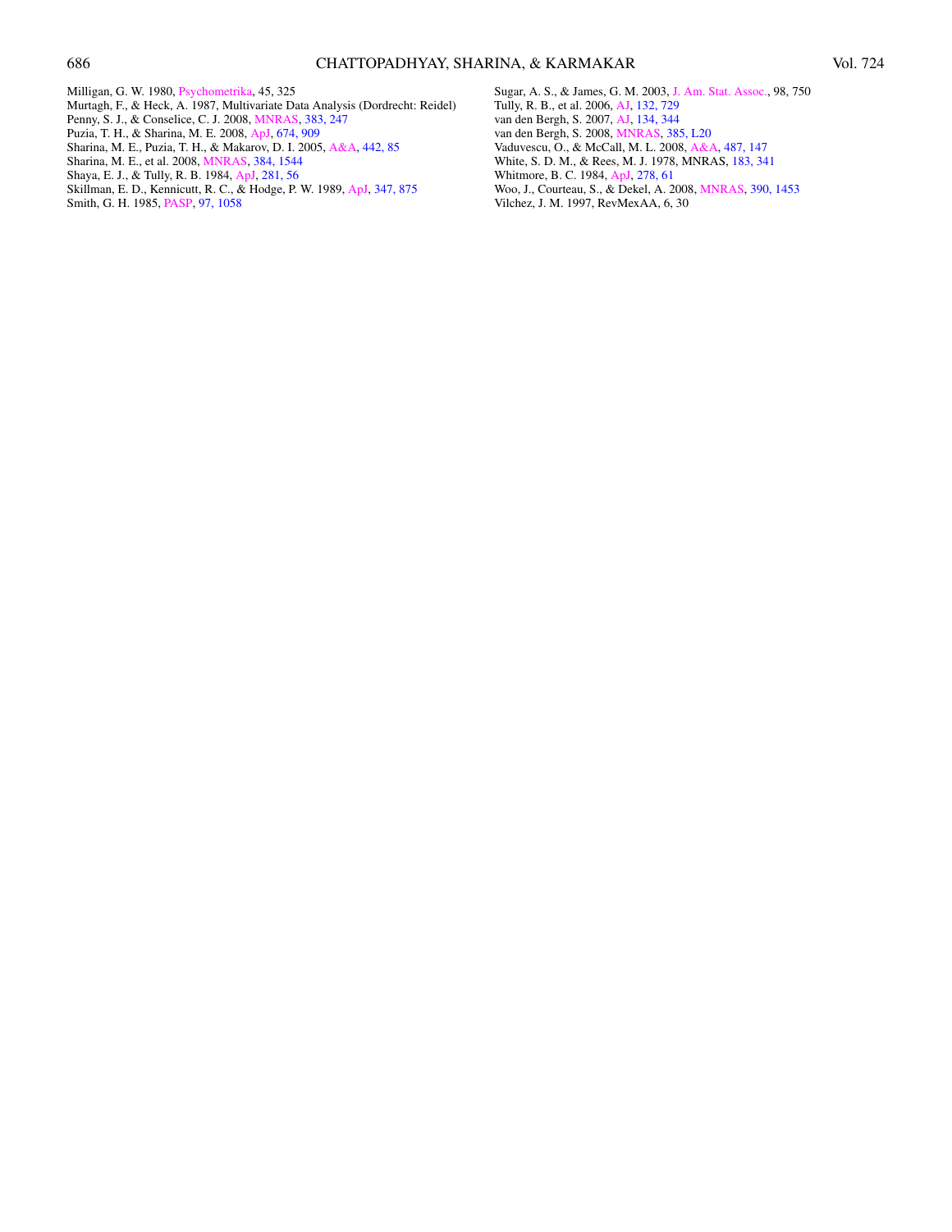Milligan, G. W. 1980, Psychometrika, 45, 325
Murtagh, F., & Heck, A. 1987, Multivariate Data Analysis (Dordrecht: Reidel)
Penny, S. J., & Conselice, C. J. 2008, MNRAS, 383, 247
Puzia, T. H., & Sharina, M. E. 2008, ApJ, 674, 909
Sharina, M. E., Puzia, T. H., & Makarov, D. I. 2005, A&A, 442, 85
Sharina, M. E., et al. 2008, MNRAS, 384, 1544
Shaya, E. J., & Tully, R. B. 1984, ApJ, 281, 56
Skillman, E. D., Kennicutt, R. C., & Hodge, P. W. 1989, ApJ, 347, 875
Smith, G. H. 1985, PASP, 97, 1058
Sugar, A. S., & James, G. M. 2003, J. Am. Stat. Assoc., 98, 750
Tully, R. B., et al. 2006, AJ, 132, 729
van den Bergh, S. 2007, AJ, 134, 344
van den Bergh, S. 2008, MNRAS, 385, L20
Vaduvescu, O., & McCall, M. L. 2008, A&A, 487, 147
White, S. D. M., & Rees, M. J. 1978, MNRAS, 183, 341
Whitmore, B. C. 1984, ApJ, 278, 61
Woo, J., Courteau, S., & Dekel, A. 2008, MNRAS, 390, 1453
Vilchez, J. M. 1997, RevMexAA, 6, 30